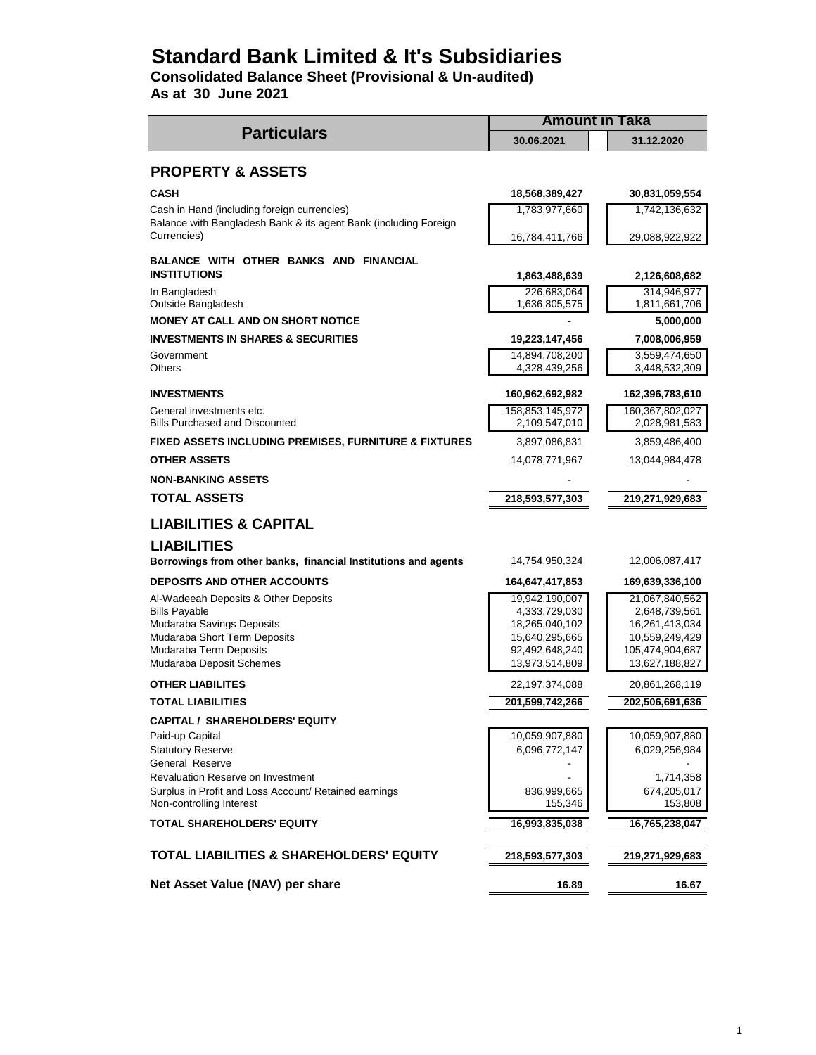# Standard Bank Limited & It's Subsidiaries

## Consolidated Balance Sheet (Provisional & Un-audited)

## As at 30 June 2021

| Particulars | Amount in Taka | |
|---|---|---|
| | 30.06.2021 | 31.12.2020 |
| **PROPERTY & ASSETS** | | |
| **CASH** | **18,568,389,427** | **30,831,059,554** |
| Cash in Hand (including foreign currencies) | 1,783,977,660 | 1,742,136,632 |
| Balance with Bangladesh Bank & its agent Bank (including Foreign Currencies) | 16,784,411,766 | 29,088,922,922 |
| **BALANCE WITH OTHER BANKS AND FINANCIAL INSTITUTIONS** | **1,863,488,639** | **2,126,608,682** |
| In Bangladesh | 226,683,064 | 314,946,977 |
| Outside Bangladesh | 1,636,805,575 | 1,811,661,706 |
| **MONEY AT CALL AND ON SHORT NOTICE** | **-** | **5,000,000** |
| **INVESTMENTS IN SHARES & SECURITIES** | **19,223,147,456** | **7,008,006,959** |
| Government | 14,894,708,200 | 3,559,474,650 |
| Others | 4,328,439,256 | 3,448,532,309 |
| **INVESTMENTS** | **160,962,692,982** | **162,396,783,610** |
| General investments etc. | 158,853,145,972 | 160,367,802,027 |
| Bills Purchased and Discounted | 2,109,547,010 | 2,028,981,583 |
| **FIXED ASSETS INCLUDING PREMISES, FURNITURE & FIXTURES** | 3,897,086,831 | 3,859,486,400 |
| **OTHER ASSETS** | 14,078,771,967 | 13,044,984,478 |
| **NON-BANKING ASSETS** | - | - |
| **TOTAL ASSETS** | **218,593,577,303** | **219,271,929,683** |
| **LIABILITIES & CAPITAL** | | |
| **LIABILITIES** | | |
| **Borrowings from other banks, financial Institutions and agents** | 14,754,950,324 | 12,006,087,417 |
| **DEPOSITS AND OTHER ACCOUNTS** | **164,647,417,853** | **169,639,336,100** |
| Al-Wadeeah Deposits & Other Deposits | 19,942,190,007 | 21,067,840,562 |
| Bills Payable | 4,333,729,030 | 2,648,739,561 |
| Mudaraba Savings Deposits | 18,265,040,102 | 16,261,413,034 |
| Mudaraba Short Term Deposits | 15,640,295,665 | 10,559,249,429 |
| Mudaraba Term Deposits | 92,492,648,240 | 105,474,904,687 |
| Mudaraba Deposit Schemes | 13,973,514,809 | 13,627,188,827 |
| **OTHER LIABILITES** | 22,197,374,088 | 20,861,268,119 |
| **TOTAL LIABILITIES** | **201,599,742,266** | **202,506,691,636** |
| **CAPITAL / SHAREHOLDERS' EQUITY** | | |
| Paid-up Capital | 10,059,907,880 | 10,059,907,880 |
| Statutory Reserve | 6,096,772,147 | 6,029,256,984 |
| General Reserve | - | - |
| Revaluation Reserve on Investment | - | 1,714,358 |
| Surplus in Profit and Loss Account/ Retained earnings | 836,999,665 | 674,205,017 |
| Non-controlling Interest | 155,346 | 153,808 |
| **TOTAL SHAREHOLDERS' EQUITY** | **16,993,835,038** | **16,765,238,047** |
| **TOTAL LIABILITIES & SHAREHOLDERS' EQUITY** | **218,593,577,303** | **219,271,929,683** |
| **Net Asset Value (NAV) per share** | **16.89** | **16.67** |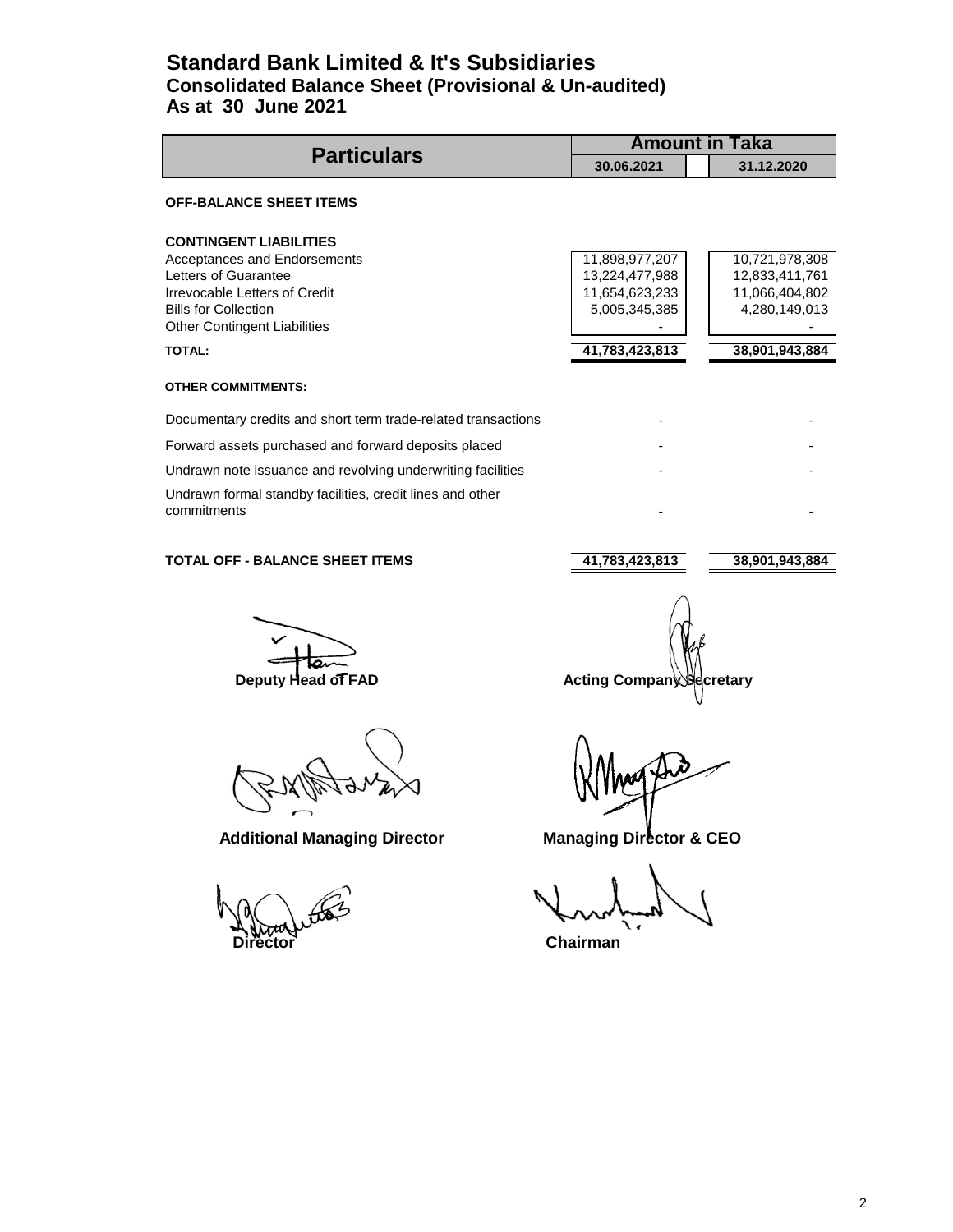# Standard Bank Limited & It's Subsidiaries
## Consolidated Balance Sheet (Provisional & Un-audited)
## As at 30 June 2021

| Particulars | Amount in Taka | |
|---|---|---|
| | 30.06.2021 | 31.12.2020 |
| **OFF-BALANCE SHEET ITEMS** | | |
| **CONTINGENT LIABILITIES** | | |
| Acceptances and Endorsements | 11,898,977,207 | 10,721,978,308 |
| Letters of Guarantee | 13,224,477,988 | 12,833,411,761 |
| Irrevocable Letters of Credit | 11,654,623,233 | 11,066,404,802 |
| Bills for Collection | 5,005,345,385 | 4,280,149,013 |
| Other Contingent Liabilities | - | - |
| **TOTAL:** | **41,783,423,813** | **38,901,943,884** |
| **OTHER COMMITMENTS:** | | |
| Documentary credits and short term trade-related transactions | - | - |
| Forward assets purchased and forward deposits placed | - | - |
| Undrawn note issuance and revolving underwriting facilities | - | - |
| Undrawn formal standby facilities, credit lines and other commitments | - | - |
| **TOTAL OFF - BALANCE SHEET ITEMS** | **41,783,423,813** | **38,901,943,884** |

**Deputy Head of FAD** **Acting Company Secretary**

**Additional Managing Director** **Managing Director & CEO**

**Director** **Chairman**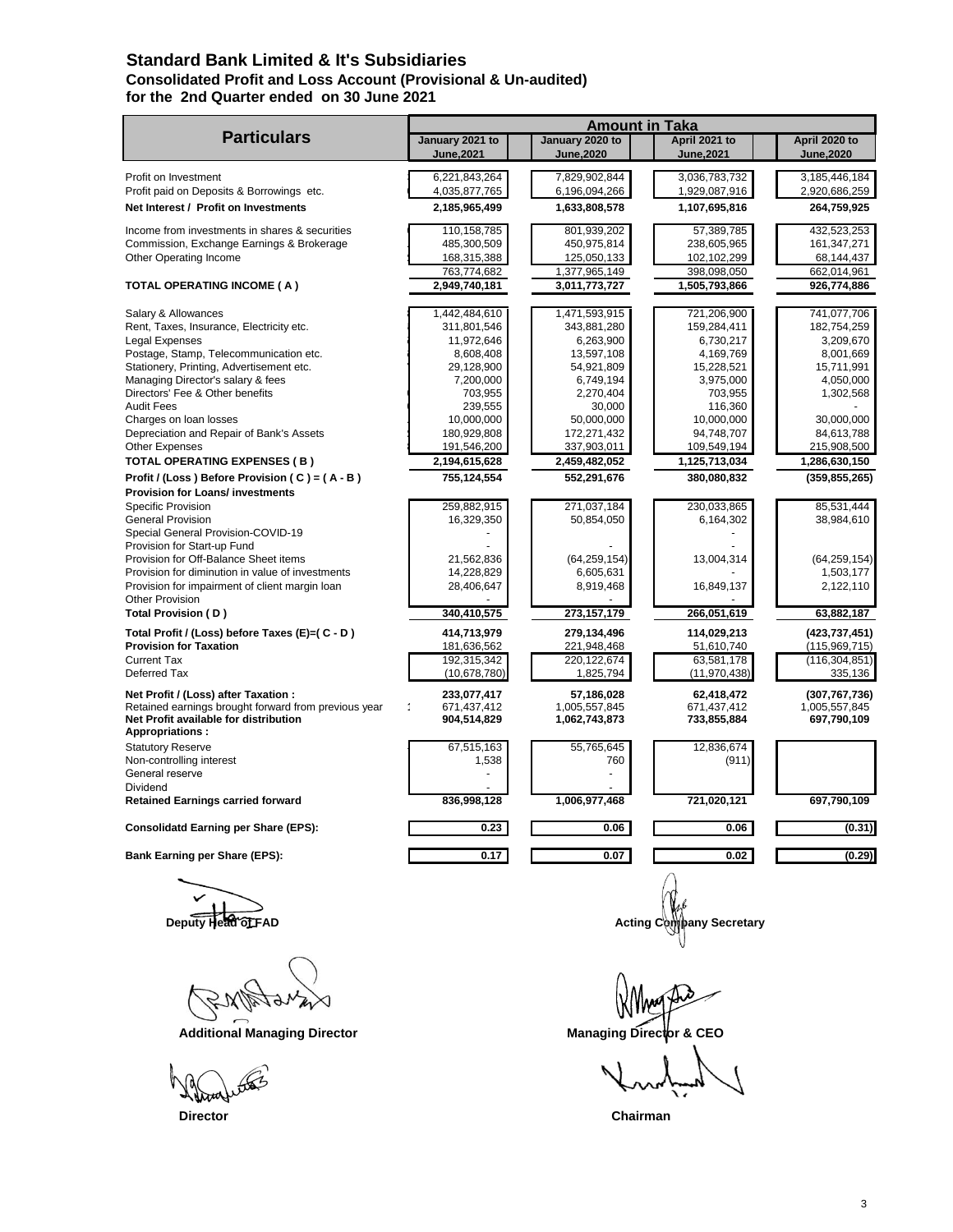# Standard Bank Limited & It's Subsidiaries

## Consolidated Profit and Loss Account (Provisional & Un-audited)

## for the 2nd Quarter ended on 30 June 2021

| Particulars | January 2021 to June,2021 | January 2020 to June,2020 | April 2021 to June,2021 | April 2020 to June,2020 |
|---|---|---|---|---|
| | **Amount in Taka** | | | |
| Profit on Investment | 6,221,843,264 | 7,829,902,844 | 3,036,783,732 | 3,185,446,184 |
| Profit paid on Deposits & Borrowings etc. | 4,035,877,765 | 6,196,094,266 | 1,929,087,916 | 2,920,686,259 |
| **Net Interest / Profit on Investments** | **2,185,965,499** | **1,633,808,578** | **1,107,695,816** | **264,759,925** |
| Income from investments in shares & securities | 110,158,785 | 801,939,202 | 57,389,785 | 432,523,253 |
| Commission, Exchange Earnings & Brokerage | 485,300,509 | 450,975,814 | 238,605,965 | 161,347,271 |
| Other Operating Income | 168,315,388 | 125,050,133 | 102,102,299 | 68,144,437 |
| | 763,774,682 | 1,377,965,149 | 398,098,050 | 662,014,961 |
| **TOTAL OPERATING INCOME ( A )** | **2,949,740,181** | **3,011,773,727** | **1,505,793,866** | **926,774,886** |
| Salary & Allowances | 1,442,484,610 | 1,471,593,915 | 721,206,900 | 741,077,706 |
| Rent, Taxes, Insurance, Electricity etc. | 311,801,546 | 343,881,280 | 159,284,411 | 182,754,259 |
| Legal Expenses | 11,972,646 | 6,263,900 | 6,730,217 | 3,209,670 |
| Postage, Stamp, Telecommunication etc. | 8,608,408 | 13,597,108 | 4,169,769 | 8,001,669 |
| Stationery, Printing, Advertisement etc. | 29,128,900 | 54,921,809 | 15,228,521 | 15,711,991 |
| Managing Director's salary & fees | 7,200,000 | 6,749,194 | 3,975,000 | 4,050,000 |
| Directors' Fee & Other benefits | 703,955 | 2,270,404 | 703,955 | 1,302,568 |
| Audit Fees | 239,555 | 30,000 | 116,360 | - |
| Charges on loan losses | 10,000,000 | 50,000,000 | 10,000,000 | 30,000,000 |
| Depreciation and Repair of Bank's Assets | 180,929,808 | 172,271,432 | 94,748,707 | 84,613,788 |
| Other Expenses | 191,546,200 | 337,903,011 | 109,549,194 | 215,908,500 |
| **TOTAL OPERATING EXPENSES ( B )** | **2,194,615,628** | **2,459,482,052** | **1,125,713,034** | **1,286,630,150** |
| **Profit / (Loss ) Before Provision ( C ) = ( A - B )** | **755,124,554** | **552,291,676** | **380,080,832** | **(359,855,265)** |
| **Provision for Loans/ investments** | | | | |
| Specific Provision | 259,882,915 | 271,037,184 | 230,033,865 | 85,531,444 |
| General Provision | 16,329,350 | 50,854,050 | 6,164,302 | 38,984,610 |
| Special General Provision-COVID-19 | - | | - | |
| Provision for Start-up Fund | - | - | - | |
| Provision for Off-Balance Sheet items | 21,562,836 | (64,259,154) | 13,004,314 | (64,259,154) |
| Provision for diminution in value of investments | 14,228,829 | 6,605,631 | - | 1,503,177 |
| Provision for impairment of client margin loan | 28,406,647 | 8,919,468 | 16,849,137 | 2,122,110 |
| Other Provision | - | - | - | |
| **Total Provision ( D )** | **340,410,575** | **273,157,179** | **266,051,619** | **63,882,187** |
| **Total Profit / (Loss) before Taxes (E)=( C - D )** | **414,713,979** | **279,134,496** | **114,029,213** | **(423,737,451)** |
| **Provision for Taxation** | 181,636,562 | 221,948,468 | 51,610,740 | (115,969,715) |
| Current Tax | 192,315,342 | 220,122,674 | 63,581,178 | (116,304,851) |
| Deferred Tax | (10,678,780) | 1,825,794 | (11,970,438) | 335,136 |
| **Net Profit / (Loss) after Taxation :** | **233,077,417** | **57,186,028** | **62,418,472** | **(307,767,736)** |
| Retained earnings brought forward from previous year | 671,437,412 | 1,005,557,845 | 671,437,412 | 1,005,557,845 |
| **Net Profit available for distribution** | **904,514,829** | **1,062,743,873** | **733,855,884** | **697,790,109** |
| **Appropriations :** | | | | |
| Statutory Reserve | 67,515,163 | 55,765,645 | 12,836,674 | |
| Non-controlling interest | 1,538 | 760 | (911) | |
| General reserve | - | - | | |
| Dividend | - | - | | |
| **Retained Earnings carried forward** | **836,998,128** | **1,006,977,468** | **721,020,121** | **697,790,109** |
| **Consolidatd Earning per Share (EPS):** | **0.23** | **0.06** | **0.06** | **(0.31)** |
| **Bank Earning per Share (EPS):** | **0.17** | **0.07** | **0.02** | **(0.29)** |

**Deputy Head of FAD** | **Acting Company Secretary**

**Additional Managing Director** | **Managing Director & CEO**

**Director** | **Chairman**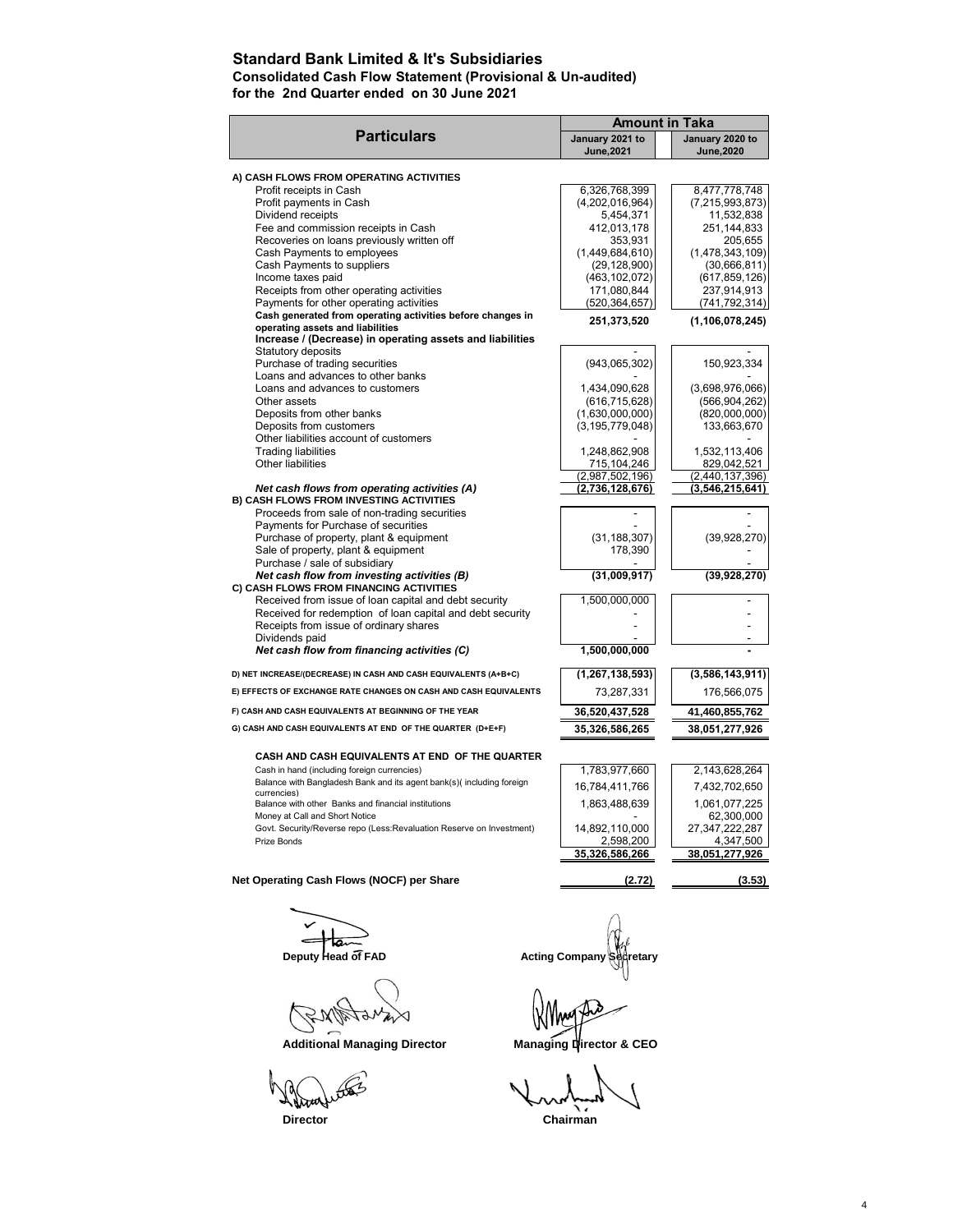# Standard Bank Limited & It's Subsidiaries

## Consolidated Cash Flow Statement (Provisional & Un-audited)

### for the 2nd Quarter ended on 30 June 2021

| Particulars | Amount in Taka | |
|---|---|---|
| | January 2021 to June,2021 | January 2020 to June,2020 |
| **A) CASH FLOWS FROM OPERATING ACTIVITIES** | | |
| Profit receipts in Cash | 6,326,768,399 | 8,477,778,748 |
| Profit payments in Cash | (4,202,016,964) | (7,215,993,873) |
| Dividend receipts | 5,454,371 | 11,532,838 |
| Fee and commission receipts in Cash | 412,013,178 | 251,144,833 |
| Recoveries on loans previously written off | 353,931 | 205,655 |
| Cash Payments to employees | (1,449,684,610) | (1,478,343,109) |
| Cash Payments to suppliers | (29,128,900) | (30,666,811) |
| Income taxes paid | (463,102,072) | (617,859,126) |
| Receipts from other operating activities | 171,080,844 | 237,914,913 |
| Payments for other operating activities | (520,364,657) | (741,792,314) |
| **Cash generated from operating activities before changes in operating assets and liabilities** | **251,373,520** | **(1,106,078,245)** |
| **Increase / (Decrease) in operating assets and liabilities** | | |
| Statutory deposits | - | - |
| Purchase of trading securities | (943,065,302) | 150,923,334 |
| Loans and advances to other banks | - | - |
| Loans and advances to customers | 1,434,090,628 | (3,698,976,066) |
| Other assets | (616,715,628) | (566,904,262) |
| Deposits from other banks | (1,630,000,000) | (820,000,000) |
| Deposits from customers | (3,195,779,048) | 133,663,670 |
| Other liabilities account of customers | - | - |
| Trading liabilities | 1,248,862,908 | 1,532,113,406 |
| Other liabilities | 715,104,246 | 829,042,521 |
| | (2,987,502,196) | (2,440,137,396) |
| ***Net cash flows from operating activities (A)*** | **(2,736,128,676)** | **(3,546,215,641)** |
| **B) CASH FLOWS FROM INVESTING ACTIVITIES** | | |
| Proceeds from sale of non-trading securities | - | - |
| Payments for Purchase of securities | - | - |
| Purchase of property, plant & equipment | (31,188,307) | (39,928,270) |
| Sale of property, plant & equipment | 178,390 | - |
| Purchase / sale of subsidiary | - | - |
| ***Net cash flow from investing activities (B)*** | **(31,009,917)** | **(39,928,270)** |
| **C) CASH FLOWS FROM FINANCING ACTIVITIES** | | |
| Received from issue of loan capital and debt security | 1,500,000,000 | - |
| Received for redemption of loan capital and debt security | - | - |
| Receipts from issue of ordinary shares | - | - |
| Dividends paid | - | - |
| ***Net cash flow from financing activities (C)*** | **1,500,000,000** | **-** |
| **D) NET INCREASE/(DECREASE) IN CASH AND CASH EQUIVALENTS (A+B+C)** | **(1,267,138,593)** | **(3,586,143,911)** |
| **E) EFFECTS OF EXCHANGE RATE CHANGES ON CASH AND CASH EQUIVALENTS** | 73,287,331 | 176,566,075 |
| **F) CASH AND CASH EQUIVALENTS AT BEGINNING OF THE YEAR** | **36,520,437,528** | **41,460,855,762** |
| **G) CASH AND CASH EQUIVALENTS AT END OF THE QUARTER (D+E+F)** | **35,326,586,265** | **38,051,277,926** |
| **CASH AND CASH EQUIVALENTS AT END OF THE QUARTER** | | |
| Cash in hand (including foreign currencies) | 1,783,977,660 | 2,143,628,264 |
| Balance with Bangladesh Bank and its agent bank(s)( including foreign currencies) | 16,784,411,766 | 7,432,702,650 |
| Balance with other Banks and financial institutions | 1,863,488,639 | 1,061,077,225 |
| Money at Call and Short Notice | - | 62,300,000 |
| Govt. Security/Reverse repo (Less:Revaluation Reserve on Investment) | 14,892,110,000 | 27,347,222,287 |
| Prize Bonds | 2,598,200 | 4,347,500 |
| | **35,326,586,266** | **38,051,277,926** |
| **Net Operating Cash Flows (NOCF) per Share** | **(2.72)** | **(3.53)** |

**Deputy Head of FAD** | **Acting Company Secretary**

**Additional Managing Director** | **Managing Director & CEO**

**Director** | **Chairman**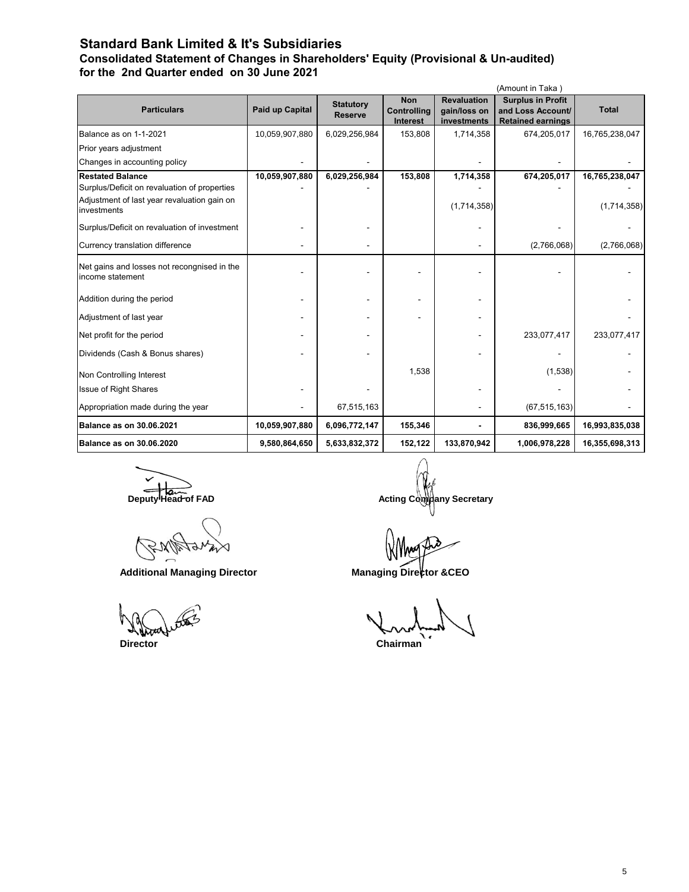# Standard Bank Limited & It's Subsidiaries

## Consolidated Statement of Changes in Shareholders' Equity (Provisional & Un-audited)

## for the 2nd Quarter ended on 30 June 2021

(Amount in Taka )

| Particulars | Paid up Capital | Statutory Reserve | Non Controlling Interest | Revaluation gain/loss on investments | Surplus in Profit and Loss Account/ Retained earnings | Total |
|---|---|---|---|---|---|---|
| Balance as on 1-1-2021 | 10,059,907,880 | 6,029,256,984 | 153,808 | 1,714,358 | 674,205,017 | 16,765,238,047 |
| Prior years adjustment | | | | | | |
| Changes in accounting policy | - | - | | - | - | - |
| **Restated Balance** | **10,059,907,880** | **6,029,256,984** | **153,808** | **1,714,358** | **674,205,017** | **16,765,238,047** |
| Surplus/Deficit on revaluation of properties | - | - | | - | - | - |
| Adjustment of last year revaluation gain on investments | | | | (1,714,358) | | (1,714,358) |
| Surplus/Deficit on revaluation of investment | - | - | | - | - | - |
| Currency translation difference | - | - | | - | (2,766,068) | (2,766,068) |
| Net gains and losses not recongnised in the income statement | - | - | - | - | - | - |
| Addition during the period | - | - | - | - | | - |
| Adjustment of last year | - | - | - | - | | - |
| Net profit for the period | - | - | | - | 233,077,417 | 233,077,417 |
| Dividends (Cash & Bonus shares) | - | - | | - | - | - |
| Non Controlling Interest | | | 1,538 | | (1,538) | - |
| Issue of Right Shares | - | - | | - | - | - |
| Appropriation made during the year | - | 67,515,163 | | - | (67,515,163) | - |
| **Balance as on 30.06.2021** | **10,059,907,880** | **6,096,772,147** | **155,346** | **-** | **836,999,665** | **16,993,835,038** |
| **Balance as on 30.06.2020** | **9,580,864,650** | **5,633,832,372** | **152,122** | **133,870,942** | **1,006,978,228** | **16,355,698,313** |

**Deputy Head of FAD** **Acting Company Secretary**

**Additional Managing Director** **Managing Director &CEO**

**Director** **Chairman**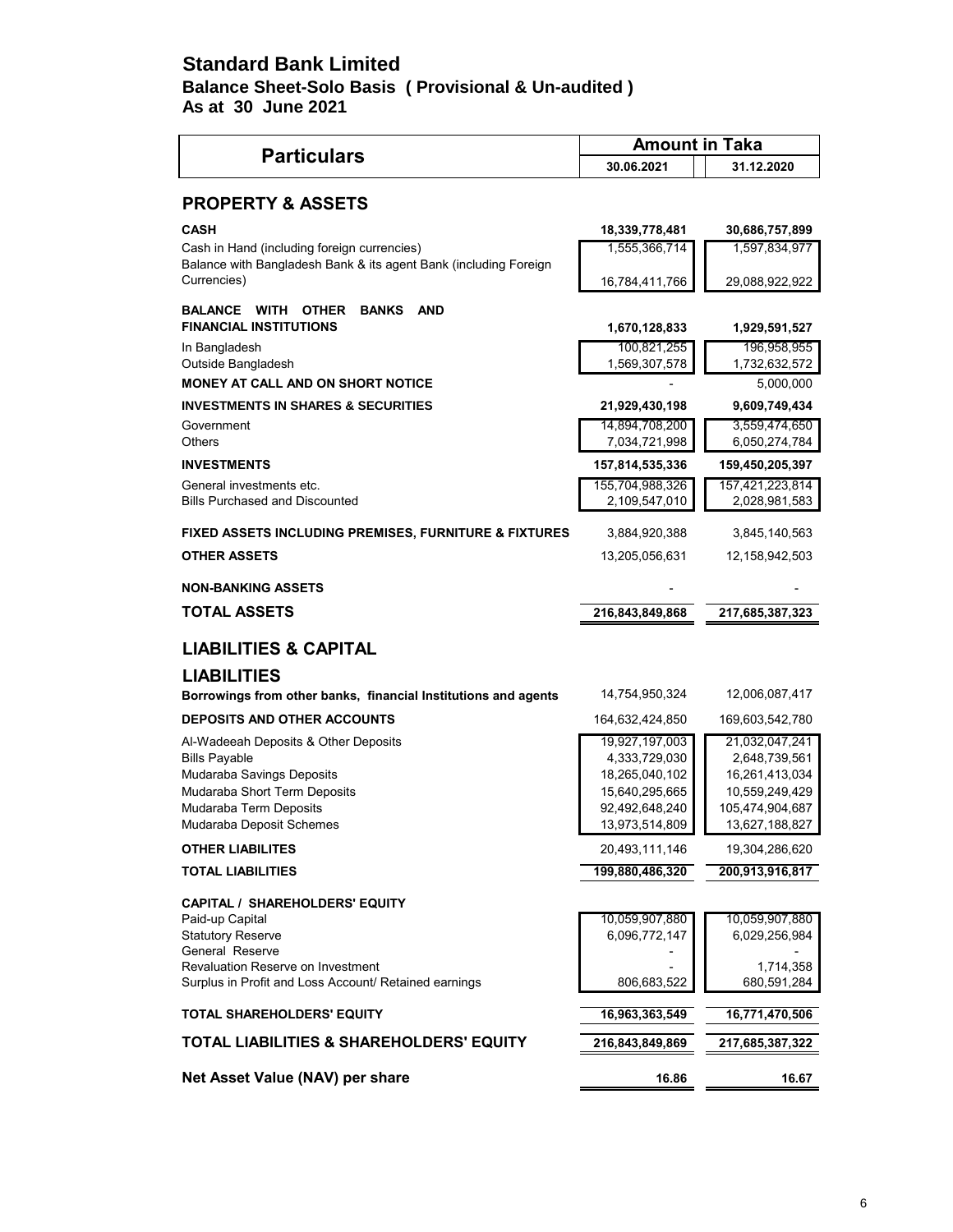# Standard Bank Limited

## Balance Sheet-Solo Basis ( Provisional & Un-audited )

## As at 30 June 2021

| Particulars | Amount in Taka | |
|---|---|---|
| | 30.06.2021 | 31.12.2020 |
| **PROPERTY & ASSETS** | | |
| **CASH** | **18,339,778,481** | **30,686,757,899** |
| Cash in Hand (including foreign currencies) | 1,555,366,714 | 1,597,834,977 |
| Balance with Bangladesh Bank & its agent Bank (including Foreign Currencies) | 16,784,411,766 | 29,088,922,922 |
| **BALANCE WITH OTHER BANKS AND FINANCIAL INSTITUTIONS** | **1,670,128,833** | **1,929,591,527** |
| In Bangladesh | 100,821,255 | 196,958,955 |
| Outside Bangladesh | 1,569,307,578 | 1,732,632,572 |
| **MONEY AT CALL AND ON SHORT NOTICE** | - | 5,000,000 |
| **INVESTMENTS IN SHARES & SECURITIES** | **21,929,430,198** | **9,609,749,434** |
| Government | 14,894,708,200 | 3,559,474,650 |
| Others | 7,034,721,998 | 6,050,274,784 |
| **INVESTMENTS** | **157,814,535,336** | **159,450,205,397** |
| General investments etc. | 155,704,988,326 | 157,421,223,814 |
| Bills Purchased and Discounted | 2,109,547,010 | 2,028,981,583 |
| **FIXED ASSETS INCLUDING PREMISES, FURNITURE & FIXTURES** | 3,884,920,388 | 3,845,140,563 |
| **OTHER ASSETS** | 13,205,056,631 | 12,158,942,503 |
| **NON-BANKING ASSETS** | - | - |
| **TOTAL ASSETS** | **216,843,849,868** | **217,685,387,323** |
| **LIABILITIES & CAPITAL** | | |
| **LIABILITIES** | | |
| **Borrowings from other banks, financial Institutions and agents** | 14,754,950,324 | 12,006,087,417 |
| **DEPOSITS AND OTHER ACCOUNTS** | 164,632,424,850 | 169,603,542,780 |
| Al-Wadeeah Deposits & Other Deposits | 19,927,197,003 | 21,032,047,241 |
| Bills Payable | 4,333,729,030 | 2,648,739,561 |
| Mudaraba Savings Deposits | 18,265,040,102 | 16,261,413,034 |
| Mudaraba Short Term Deposits | 15,640,295,665 | 10,559,249,429 |
| Mudaraba Term Deposits | 92,492,648,240 | 105,474,904,687 |
| Mudaraba Deposit Schemes | 13,973,514,809 | 13,627,188,827 |
| **OTHER LIABILITES** | 20,493,111,146 | 19,304,286,620 |
| **TOTAL LIABILITIES** | **199,880,486,320** | **200,913,916,817** |
| **CAPITAL / SHAREHOLDERS' EQUITY** | | |
| Paid-up Capital | 10,059,907,880 | 10,059,907,880 |
| Statutory Reserve | 6,096,772,147 | 6,029,256,984 |
| General Reserve | - | - |
| Revaluation Reserve on Investment | - | 1,714,358 |
| Surplus in Profit and Loss Account/ Retained earnings | 806,683,522 | 680,591,284 |
| **TOTAL SHAREHOLDERS' EQUITY** | **16,963,363,549** | **16,771,470,506** |
| **TOTAL LIABILITIES & SHAREHOLDERS' EQUITY** | **216,843,849,869** | **217,685,387,322** |
| **Net Asset Value (NAV) per share** | **16.86** | **16.67** |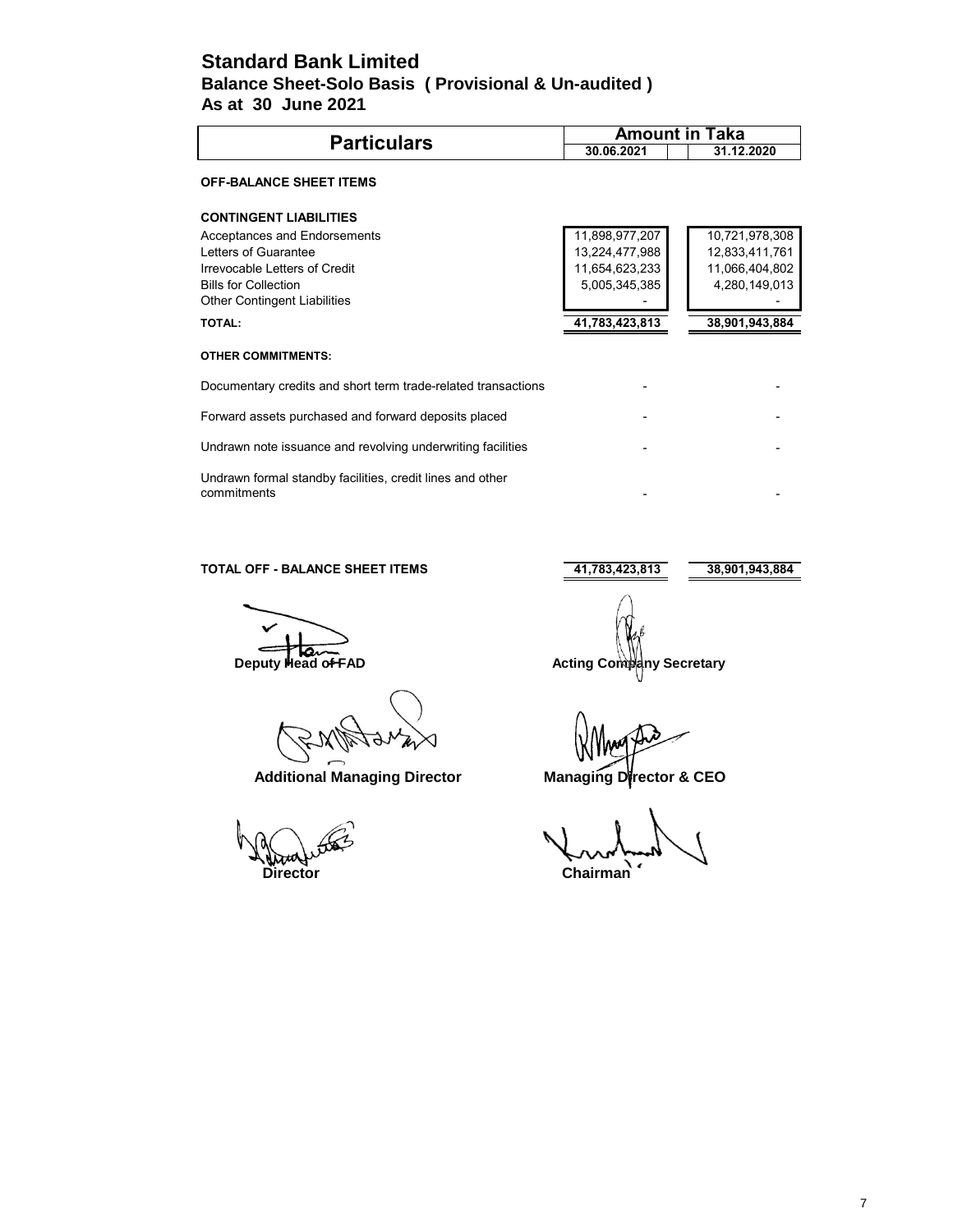# Standard Bank Limited

## Balance Sheet-Solo Basis ( Provisional & Un-audited )

### As at 30 June 2021

| Particulars | Amount in Taka | |
|---|---|---|
| | 30.06.2021 | 31.12.2020 |
| **OFF-BALANCE SHEET ITEMS** | | |
| **CONTINGENT LIABILITIES** | | |
| Acceptances and Endorsements | 11,898,977,207 | 10,721,978,308 |
| Letters of Guarantee | 13,224,477,988 | 12,833,411,761 |
| Irrevocable Letters of Credit | 11,654,623,233 | 11,066,404,802 |
| Bills for Collection | 5,005,345,385 | 4,280,149,013 |
| Other Contingent Liabilities | - | - |
| **TOTAL:** | **41,783,423,813** | **38,901,943,884** |
| **OTHER COMMITMENTS:** | | |
| Documentary credits and short term trade-related transactions | - | - |
| Forward assets purchased and forward deposits placed | - | - |
| Undrawn note issuance and revolving underwriting facilities | - | - |
| Undrawn formal standby facilities, credit lines and other commitments | - | - |
| **TOTAL OFF - BALANCE SHEET ITEMS** | **41,783,423,813** | **38,901,943,884** |

**Deputy Head of FAD** **Acting Company Secretary**

**Additional Managing Director** **Managing Director & CEO**

**Director** **Chairman**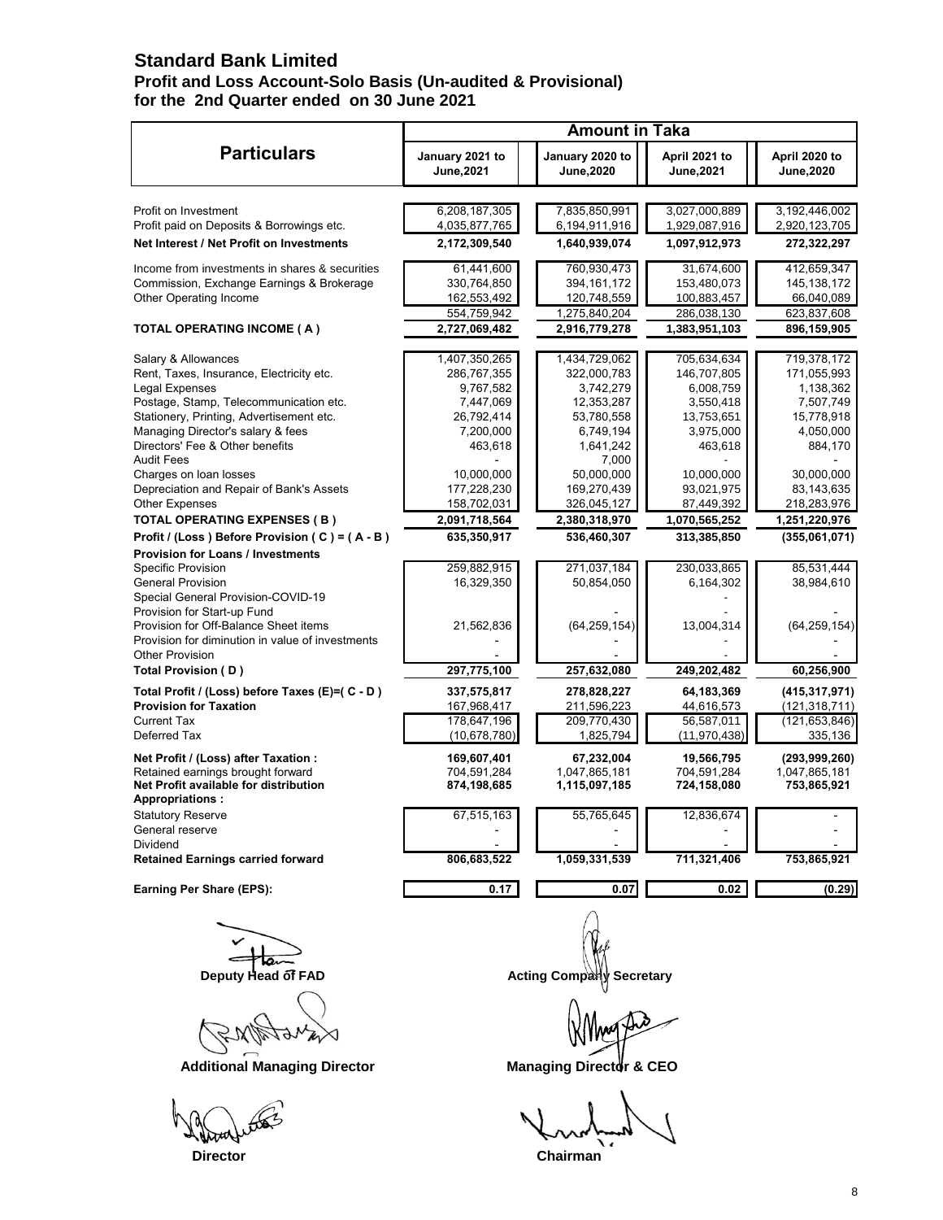# Standard Bank Limited

## Profit and Loss Account-Solo Basis (Un-audited & Provisional)

## for the 2nd Quarter ended on 30 June 2021

| Particulars | Amount in Taka | | | |
|---|---|---|---|---|
| | January 2021 to June,2021 | January 2020 to June,2020 | April 2021 to June,2021 | April 2020 to June,2020 |
| Profit on Investment | 6,208,187,305 | 7,835,850,991 | 3,027,000,889 | 3,192,446,002 |
| Profit paid on Deposits & Borrowings etc. | 4,035,877,765 | 6,194,911,916 | 1,929,087,916 | 2,920,123,705 |
| **Net Interest / Net Profit on Investments** | **2,172,309,540** | **1,640,939,074** | **1,097,912,973** | **272,322,297** |
| Income from investments in shares & securities | 61,441,600 | 760,930,473 | 31,674,600 | 412,659,347 |
| Commission, Exchange Earnings & Brokerage | 330,764,850 | 394,161,172 | 153,480,073 | 145,138,172 |
| Other Operating Income | 162,553,492 | 120,748,559 | 100,883,457 | 66,040,089 |
| | 554,759,942 | 1,275,840,204 | 286,038,130 | 623,837,608 |
| **TOTAL OPERATING INCOME ( A )** | **2,727,069,482** | **2,916,779,278** | **1,383,951,103** | **896,159,905** |
| Salary & Allowances | 1,407,350,265 | 1,434,729,062 | 705,634,634 | 719,378,172 |
| Rent, Taxes, Insurance, Electricity etc. | 286,767,355 | 322,000,783 | 146,707,805 | 171,055,993 |
| Legal Expenses | 9,767,582 | 3,742,279 | 6,008,759 | 1,138,362 |
| Postage, Stamp, Telecommunication etc. | 7,447,069 | 12,353,287 | 3,550,418 | 7,507,749 |
| Stationery, Printing, Advertisement etc. | 26,792,414 | 53,780,558 | 13,753,651 | 15,778,918 |
| Managing Director's salary & fees | 7,200,000 | 6,749,194 | 3,975,000 | 4,050,000 |
| Directors' Fee & Other benefits | 463,618 | 1,641,242 | 463,618 | 884,170 |
| Audit Fees | - | 7,000 | - | - |
| Charges on loan losses | 10,000,000 | 50,000,000 | 10,000,000 | 30,000,000 |
| Depreciation and Repair of Bank's Assets | 177,228,230 | 169,270,439 | 93,021,975 | 83,143,635 |
| Other Expenses | 158,702,031 | 326,045,127 | 87,449,392 | 218,283,976 |
| **TOTAL OPERATING EXPENSES ( B )** | **2,091,718,564** | **2,380,318,970** | **1,070,565,252** | **1,251,220,976** |
| **Profit / (Loss ) Before Provision ( C ) = ( A - B )** | **635,350,917** | **536,460,307** | **313,385,850** | **(355,061,071)** |
| **Provision for Loans / Investments** | | | | |
| Specific Provision | 259,882,915 | 271,037,184 | 230,033,865 | 85,531,444 |
| General Provision | 16,329,350 | 50,854,050 | 6,164,302 | 38,984,610 |
| Special General Provision-COVID-19 | | | - | |
| Provision for Start-up Fund | | - | - | - |
| Provision for Off-Balance Sheet items | 21,562,836 | (64,259,154) | 13,004,314 | (64,259,154) |
| Provision for diminution in value of investments | - | - | - | - |
| Other Provision | - | - | - | - |
| **Total Provision ( D )** | **297,775,100** | **257,632,080** | **249,202,482** | **60,256,900** |
| **Total Profit / (Loss) before Taxes (E)=( C - D )** | **337,575,817** | **278,828,227** | **64,183,369** | **(415,317,971)** |
| **Provision for Taxation** | 167,968,417 | 211,596,223 | 44,616,573 | (121,318,711) |
| Current Tax | 178,647,196 | 209,770,430 | 56,587,011 | (121,653,846) |
| Deferred Tax | (10,678,780) | 1,825,794 | (11,970,438) | 335,136 |
| **Net Profit / (Loss) after Taxation :** | **169,607,401** | **67,232,004** | **19,566,795** | **(293,999,260)** |
| Retained earnings brought forward | 704,591,284 | 1,047,865,181 | 704,591,284 | 1,047,865,181 |
| **Net Profit available for distribution** | **874,198,685** | **1,115,097,185** | **724,158,080** | **753,865,921** |
| **Appropriations :** | | | | |
| Statutory Reserve | 67,515,163 | 55,765,645 | 12,836,674 | - |
| General reserve | - | - | - | - |
| Dividend | - | - | - | - |
| **Retained Earnings carried forward** | **806,683,522** | **1,059,331,539** | **711,321,406** | **753,865,921** |
| **Earning Per Share (EPS):** | **0.17** | **0.07** | **0.02** | **(0.29)** |

**Deputy Head of FAD** **Acting Company Secretary**

**Additional Managing Director** **Managing Director & CEO**

**Director** **Chairman**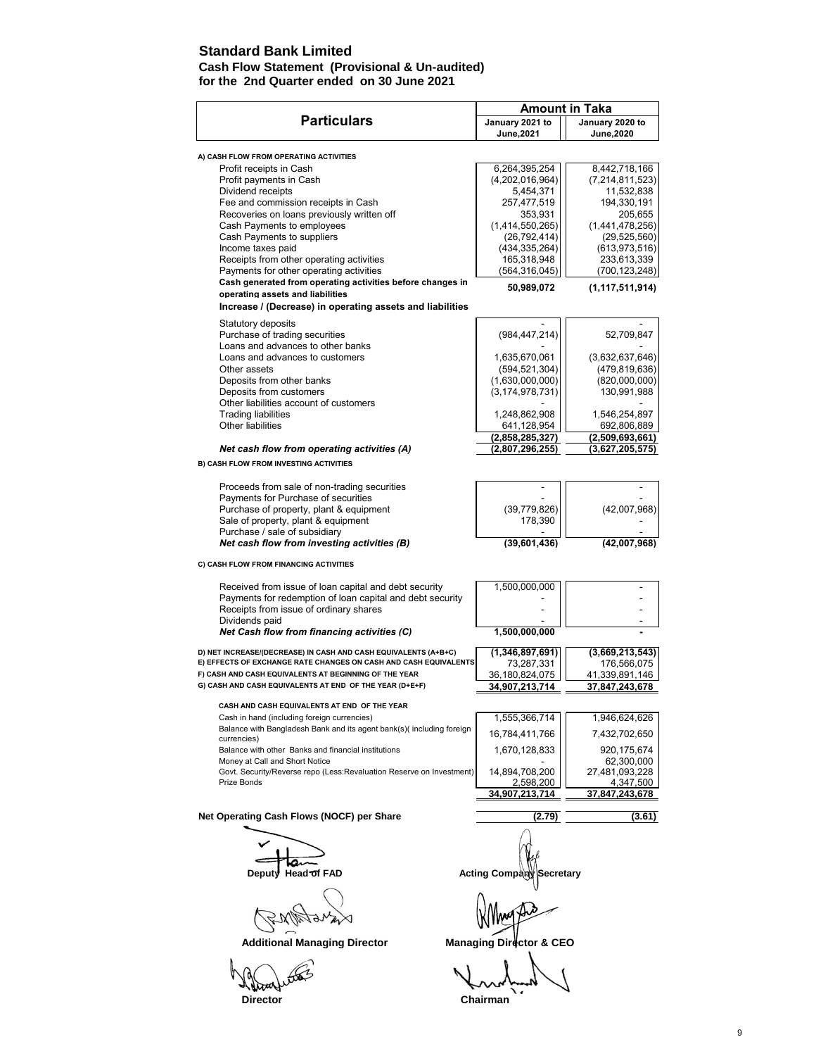# Standard Bank Limited

**Cash Flow Statement (Provisional & Un-audited)**
**for the 2nd Quarter ended on 30 June 2021**

| Particulars | Amount in Taka | |
|---|---|---|
| | January 2021 to June,2021 | January 2020 to June,2020 |
| **A) CASH FLOW FROM OPERATING ACTIVITIES** | | |
| Profit receipts in Cash | 6,264,395,254 | 8,442,718,166 |
| Profit payments in Cash | (4,202,016,964) | (7,214,811,523) |
| Dividend receipts | 5,454,371 | 11,532,838 |
| Fee and commission receipts in Cash | 257,477,519 | 194,330,191 |
| Recoveries on loans previously written off | 353,931 | 205,655 |
| Cash Payments to employees | (1,414,550,265) | (1,441,478,256) |
| Cash Payments to suppliers | (26,792,414) | (29,525,560) |
| Income taxes paid | (434,335,264) | (613,973,516) |
| Receipts from other operating activities | 165,318,948 | 233,613,339 |
| Payments for other operating activities | (564,316,045) | (700,123,248) |
| **Cash generated from operating activities before changes in operating assets and liabilities** | **50,989,072** | **(1,117,511,914)** |
| **Increase / (Decrease) in operating assets and liabilities** | | |
| Statutory deposits | - | - |
| Purchase of trading securities | (984,447,214) | 52,709,847 |
| Loans and advances to other banks | - | - |
| Loans and advances to customers | 1,635,670,061 | (3,632,637,646) |
| Other assets | (594,521,304) | (479,819,636) |
| Deposits from other banks | (1,630,000,000) | (820,000,000) |
| Deposits from customers | (3,174,978,731) | 130,991,988 |
| Other liabilities account of customers | - | - |
| Trading liabilities | 1,248,862,908 | 1,546,254,897 |
| Other liabilities | 641,128,954 | 692,806,889 |
| | (2,858,285,327) | (2,509,693,661) |
| ***Net cash flow from operating activities (A)*** | **(2,807,296,255)** | **(3,627,205,575)** |
| **B) CASH FLOW FROM INVESTING ACTIVITIES** | | |
| Proceeds from sale of non-trading securities | - | - |
| Payments for Purchase of securities | - | - |
| Purchase of property, plant & equipment | (39,779,826) | (42,007,968) |
| Sale of property, plant & equipment | 178,390 | - |
| Purchase / sale of subsidiary | - | - |
| ***Net cash flow from investing activities (B)*** | **(39,601,436)** | **(42,007,968)** |
| **C) CASH FLOW FROM FINANCING ACTIVITIES** | | |
| Received from issue of loan capital and debt security | 1,500,000,000 | - |
| Payments for redemption of loan capital and debt security | - | - |
| Receipts from issue of ordinary shares | - | - |
| Dividends paid | - | - |
| ***Net Cash flow from financing activities (C)*** | **1,500,000,000** | **-** |
| **D) NET INCREASE/(DECREASE) IN CASH AND CASH EQUIVALENTS (A+B+C)** | **(1,346,897,691)** | **(3,669,213,543)** |
| **E) EFFECTS OF EXCHANGE RATE CHANGES ON CASH AND CASH EQUIVALENTS** | 73,287,331 | 176,566,075 |
| **F) CASH AND CASH EQUIVALENTS AT BEGINNING OF THE YEAR** | 36,180,824,075 | 41,339,891,146 |
| **G) CASH AND CASH EQUIVALENTS AT END OF THE YEAR (D+E+F)** | **34,907,213,714** | **37,847,243,678** |
| **CASH AND CASH EQUIVALENTS AT END OF THE YEAR** | | |
| Cash in hand (including foreign currencies) | 1,555,366,714 | 1,946,624,626 |
| Balance with Bangladesh Bank and its agent bank(s)( including foreign currencies) | 16,784,411,766 | 7,432,702,650 |
| Balance with other Banks and financial institutions | 1,670,128,833 | 920,175,674 |
| Money at Call and Short Notice | - | 62,300,000 |
| Govt. Security/Reverse repo (Less:Revaluation Reserve on Investment) | 14,894,708,200 | 27,481,093,228 |
| Prize Bonds | 2,598,200 | 4,347,500 |
| | **34,907,213,714** | **37,847,243,678** |
| **Net Operating Cash Flows (NOCF) per Share** | **(2.79)** | **(3.61)** |

**Deputy Head of FAD** | **Acting Company Secretary**

**Additional Managing Director** | **Managing Director & CEO**

**Director** | **Chairman**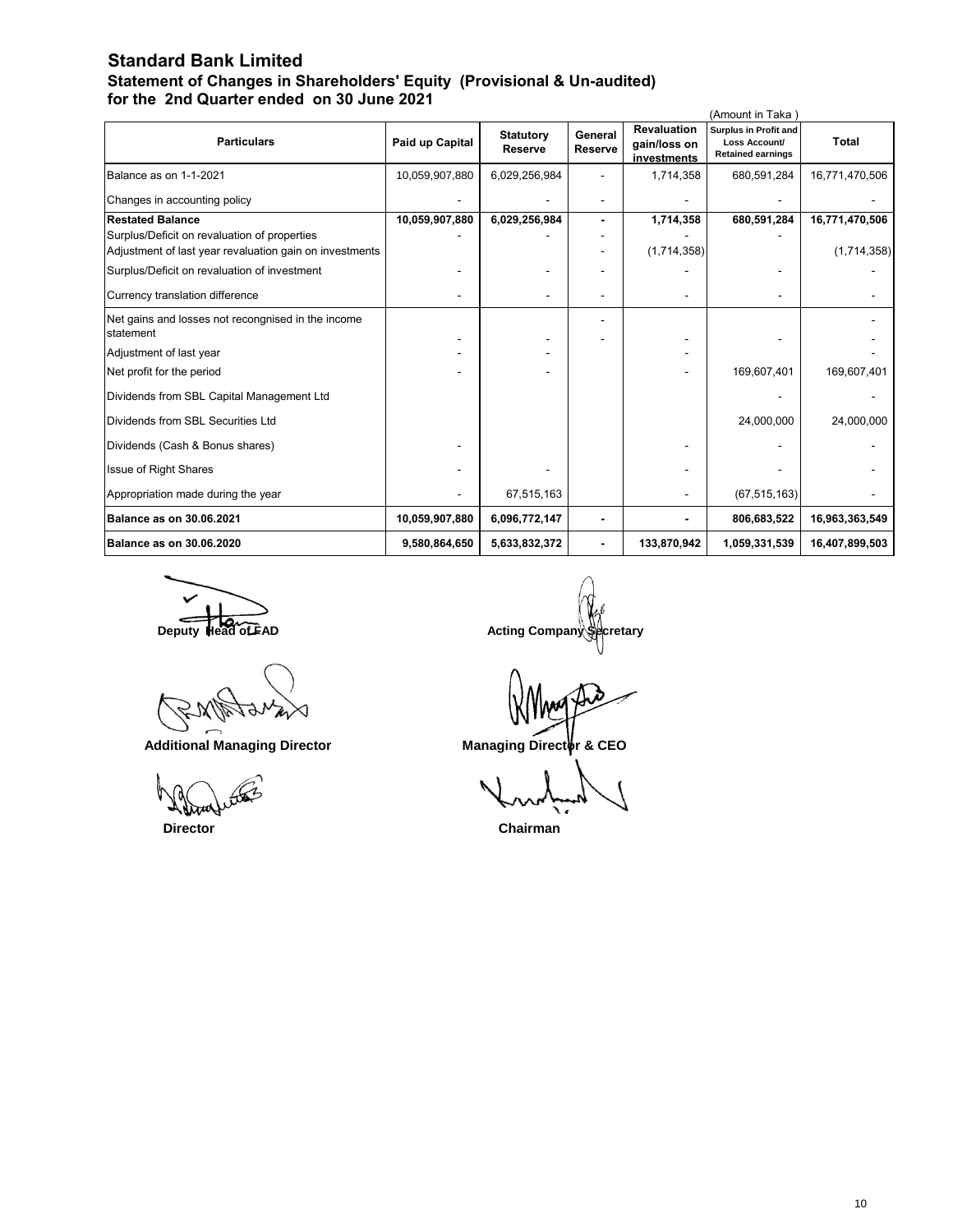# Standard Bank Limited

## Statement of Changes in Shareholders' Equity (Provisional & Un-audited)

### for the 2nd Quarter ended on 30 June 2021

(Amount in Taka )

| Particulars | Paid up Capital | Statutory Reserve | General Reserve | Revaluation gain/loss on investments | Surplus in Profit and Loss Account/ Retained earnings | Total |
|---|---|---|---|---|---|---|
| Balance as on 1-1-2021 | 10,059,907,880 | 6,029,256,984 | - | 1,714,358 | 680,591,284 | 16,771,470,506 |
| Changes in accounting policy | - | - | - | - | - | - |
| **Restated Balance** | **10,059,907,880** | **6,029,256,984** | **-** | **1,714,358** | **680,591,284** | **16,771,470,506** |
| Surplus/Deficit on revaluation of properties | - | - | - | - | - | |
| Adjustment of last year revaluation gain on investments | | | - | (1,714,358) | | (1,714,358) |
| Surplus/Deficit on revaluation of investment | - | - | - | - | - | - |
| Currency translation difference | - | - | - | - | - | - |
| Net gains and losses not recongnised in the income statement | - | - | - | - | - | - |
| Adjustment of last year | - | - | | - | | - |
| Net profit for the period | - | - | | - | 169,607,401 | 169,607,401 |
| Dividends from SBL Capital Management Ltd | | | | | - | - |
| Dividends from SBL Securities Ltd | | | | | 24,000,000 | 24,000,000 |
| Dividends (Cash & Bonus shares) | - | | | - | - | - |
| Issue of Right Shares | - | - | | - | - | - |
| Appropriation made during the year | - | 67,515,163 | | - | (67,515,163) | - |
| **Balance as on 30.06.2021** | **10,059,907,880** | **6,096,772,147** | **-** | **-** | **806,683,522** | **16,963,363,549** |
| **Balance as on 30.06.2020** | **9,580,864,650** | **5,633,832,372** | **-** | **133,870,942** | **1,059,331,539** | **16,407,899,503** |

**Deputy Head of FAD** | **Acting Company Secretary**

**Additional Managing Director** | **Managing Director & CEO**

**Director** | **Chairman**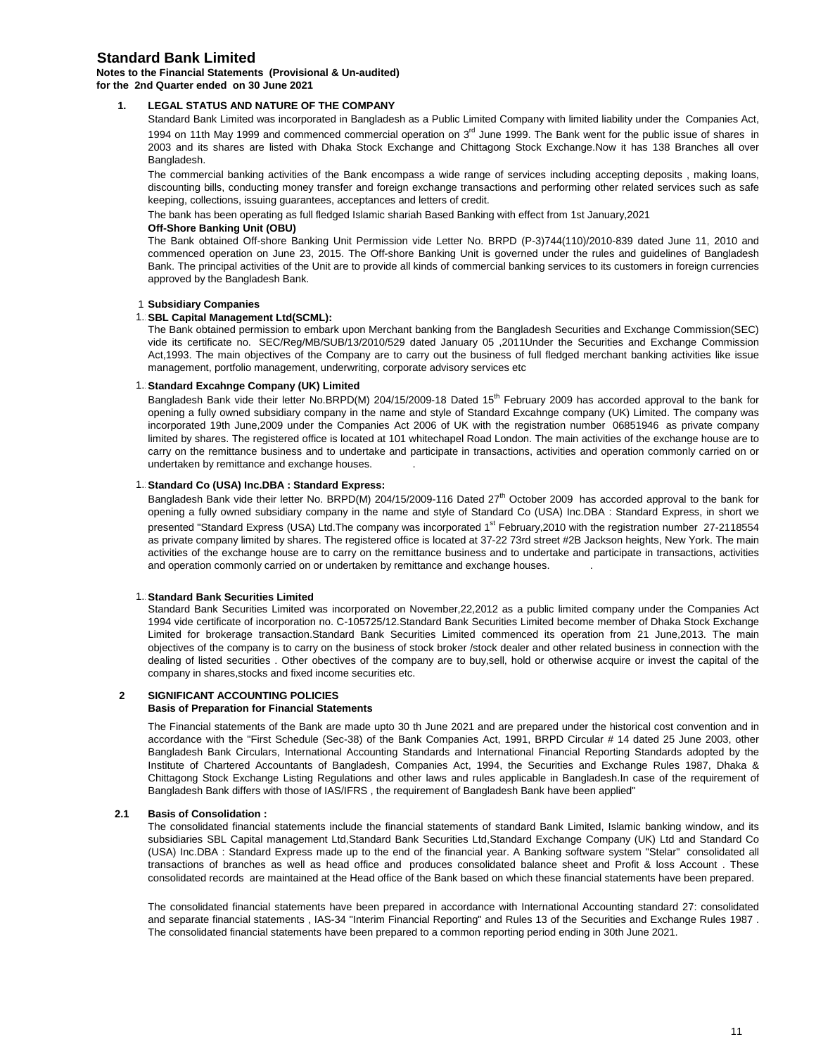# Standard Bank Limited

**Notes to the Financial Statements (Provisional & Un-audited)**
**for the 2nd Quarter ended on 30 June 2021**

## 1. LEGAL STATUS AND NATURE OF THE COMPANY

Standard Bank Limited was incorporated in Bangladesh as a Public Limited Company with limited liability under the Companies Act, 1994 on 11th May 1999 and commenced commercial operation on 3rd June 1999. The Bank went for the public issue of shares in 2003 and its shares are listed with Dhaka Stock Exchange and Chittagong Stock Exchange.Now it has 138 Branches all over Bangladesh.

The commercial banking activities of the Bank encompass a wide range of services including accepting deposits , making loans, discounting bills, conducting money transfer and foreign exchange transactions and performing other related services such as safe keeping, collections, issuing guarantees, acceptances and letters of credit.

The bank has been operating as full fledged Islamic shariah Based Banking with effect from 1st January,2021

**Off-Shore Banking Unit (OBU)**

The Bank obtained Off-shore Banking Unit Permission vide Letter No. BRPD (P-3)744(110)/2010-839 dated June 11, 2010 and commenced operation on June 23, 2015. The Off-shore Banking Unit is governed under the rules and guidelines of Bangladesh Bank. The principal activities of the Unit are to provide all kinds of commercial banking services to its customers in foreign currencies approved by the Bangladesh Bank.

1 **Subsidiary Companies**

1. **SBL Capital Management Ltd(SCML):**

The Bank obtained permission to embark upon Merchant banking from the Bangladesh Securities and Exchange Commission(SEC) vide its certificate no. SEC/Reg/MB/SUB/13/2010/529 dated January 05 ,2011Under the Securities and Exchange Commission Act,1993. The main objectives of the Company are to carry out the business of full fledged merchant banking activities like issue management, portfolio management, underwriting, corporate advisory services etc

1.. **Standard Excahnge Company (UK) Limited**

Bangladesh Bank vide their letter No.BRPD(M) 204/15/2009-18 Dated 15th February 2009 has accorded approval to the bank for opening a fully owned subsidiary company in the name and style of Standard Excahnge company (UK) Limited. The company was incorporated 19th June,2009 under the Companies Act 2006 of UK with the registration number 06851946 as private company limited by shares. The registered office is located at 101 whitechapel Road London. The main activities of the exchange house are to carry on the remittance business and to undertake and participate in transactions, activities and operation commonly carried on or undertaken by remittance and exchange houses. .

1.. **Standard Co (USA) Inc.DBA : Standard Express:**

Bangladesh Bank vide their letter No. BRPD(M) 204/15/2009-116 Dated 27th October 2009 has accorded approval to the bank for opening a fully owned subsidiary company in the name and style of Standard Co (USA) Inc.DBA : Standard Express, in short we presented "Standard Express (USA) Ltd.The company was incorporated 1st February,2010 with the registration number 27-2118554 as private company limited by shares. The registered office is located at 37-22 73rd street #2B Jackson heights, New York. The main activities of the exchange house are to carry on the remittance business and to undertake and participate in transactions, activities and operation commonly carried on or undertaken by remittance and exchange houses. .

1.. **Standard Bank Securities Limited**

Standard Bank Securities Limited was incorporated on November,22,2012 as a public limited company under the Companies Act 1994 vide certificate of incorporation no. C-105725/12.Standard Bank Securities Limited become member of Dhaka Stock Exchange Limited for brokerage transaction.Standard Bank Securities Limited commenced its operation from 21 June,2013. The main objectives of the company is to carry on the business of stock broker /stock dealer and other related business in connection with the dealing of listed securities . Other obectives of the company are to buy,sell, hold or otherwise acquire or invest the capital of the company in shares,stocks and fixed income securities etc.

## 2 SIGNIFICANT ACCOUNTING POLICIES

**Basis of Preparation for Financial Statements**

The Financial statements of the Bank are made upto 30 th June 2021 and are prepared under the historical cost convention and in accordance with the "First Schedule (Sec-38) of the Bank Companies Act, 1991, BRPD Circular # 14 dated 25 June 2003, other Bangladesh Bank Circulars, International Accounting Standards and International Financial Reporting Standards adopted by the Institute of Chartered Accountants of Bangladesh, Companies Act, 1994, the Securities and Exchange Rules 1987, Dhaka & Chittagong Stock Exchange Listing Regulations and other laws and rules applicable in Bangladesh.In case of the requirement of Bangladesh Bank differs with those of IAS/IFRS , the requirement of Bangladesh Bank have been applied"

### 2.1 Basis of Consolidation :

The consolidated financial statements include the financial statements of standard Bank Limited, Islamic banking window, and its subsidiaries SBL Capital management Ltd,Standard Bank Securities Ltd,Standard Exchange Company (UK) Ltd and Standard Co (USA) Inc.DBA : Standard Express made up to the end of the financial year. A Banking software system "Stelar" consolidated all transactions of branches as well as head office and produces consolidated balance sheet and Profit & loss Account . These consolidated records are maintained at the Head office of the Bank based on which these financial statements have been prepared.

The consolidated financial statements have been prepared in accordance with International Accounting standard 27: consolidated and separate financial statements , IAS-34 "Interim Financial Reporting" and Rules 13 of the Securities and Exchange Rules 1987 . The consolidated financial statements have been prepared to a common reporting period ending in 30th June 2021.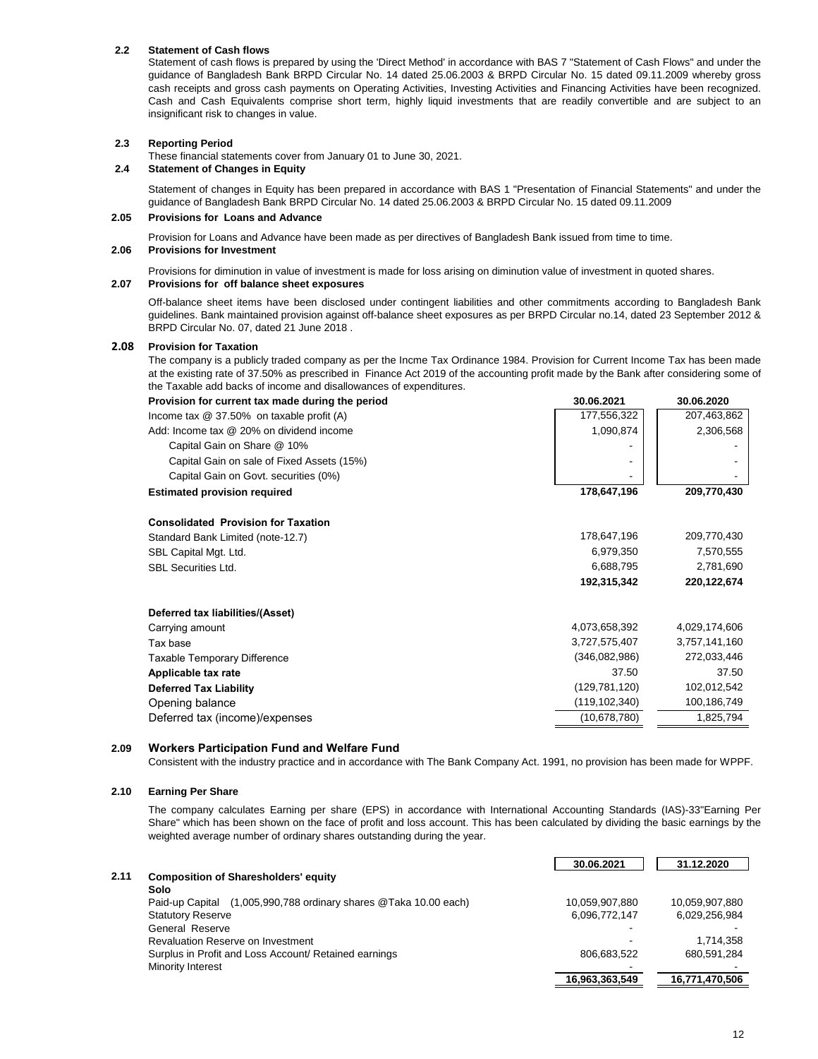### 2.2 Statement of Cash flows

Statement of cash flows is prepared by using the 'Direct Method' in accordance with BAS 7 "Statement of Cash Flows" and under the guidance of Bangladesh Bank BRPD Circular No. 14 dated 25.06.2003 & BRPD Circular No. 15 dated 09.11.2009 whereby gross cash receipts and gross cash payments on Operating Activities, Investing Activities and Financing Activities have been recognized. Cash and Cash Equivalents comprise short term, highly liquid investments that are readily convertible and are subject to an insignificant risk to changes in value.

### 2.3 Reporting Period

These financial statements cover from January 01 to June 30, 2021.

### 2.4 Statement of Changes in Equity

Statement of changes in Equity has been prepared in accordance with BAS 1 "Presentation of Financial Statements" and under the guidance of Bangladesh Bank BRPD Circular No. 14 dated 25.06.2003 & BRPD Circular No. 15 dated 09.11.2009

### 2.05 Provisions for Loans and Advance

Provision for Loans and Advance have been made as per directives of Bangladesh Bank issued from time to time.

### 2.06 Provisions for Investment

Provisions for diminution in value of investment is made for loss arising on diminution value of investment in quoted shares.

### 2.07 Provisions for off balance sheet exposures

Off-balance sheet items have been disclosed under contingent liabilities and other commitments according to Bangladesh Bank guidelines. Bank maintained provision against off-balance sheet exposures as per BRPD Circular no.14, dated 23 September 2012 & BRPD Circular No. 07, dated 21 June 2018 .

### 2.08 Provision for Taxation

The company is a publicly traded company as per the Incme Tax Ordinance 1984. Provision for Current Income Tax has been made at the existing rate of 37.50% as prescribed in Finance Act 2019 of the accounting profit made by the Bank after considering some of the Taxable add backs of income and disallowances of expenditures.

| **Provision for current tax made during the period** | **30.06.2021** | **30.06.2020** |
|---|---|---|
| Income tax @ 37.50% on taxable profit (A) | 177,556,322 | 207,463,862 |
| Add: Income tax @ 20% on dividend income | 1,090,874 | 2,306,568 |
| Capital Gain on Share @ 10% | - | - |
| Capital Gain on sale of Fixed Assets (15%) | - | - |
| Capital Gain on Govt. securities (0%) | - | - |
| **Estimated provision required** | **178,647,196** | **209,770,430** |
| | | |
| **Consolidated Provision for Taxation** | | |
| Standard Bank Limited (note-12.7) | 178,647,196 | 209,770,430 |
| SBL Capital Mgt. Ltd. | 6,979,350 | 7,570,555 |
| SBL Securities Ltd. | 6,688,795 | 2,781,690 |
| | **192,315,342** | **220,122,674** |
| | | |
| **Deferred tax liabilities/(Asset)** | | |
| Carrying amount | 4,073,658,392 | 4,029,174,606 |
| Tax base | 3,727,575,407 | 3,757,141,160 |
| Taxable Temporary Difference | (346,082,986) | 272,033,446 |
| **Applicable tax rate** | 37.50 | 37.50 |
| **Deferred Tax Liability** | (129,781,120) | 102,012,542 |
| Opening balance | (119,102,340) | 100,186,749 |
| Deferred tax (income)/expenses | (10,678,780) | 1,825,794 |

### 2.09 Workers Participation Fund and Welfare Fund

Consistent with the industry practice and in accordance with The Bank Company Act. 1991, no provision has been made for WPPF.

### 2.10 Earning Per Share

The company calculates Earning per share (EPS) in accordance with International Accounting Standards (IAS)-33"Earning Per Share" which has been shown on the face of profit and loss account. This has been calculated by dividing the basic earnings by the weighted average number of ordinary shares outstanding during the year.

### 2.11 Composition of Sharesholders' equity

| **Solo** | **30.06.2021** | **31.12.2020** |
|---|---|---|
| Paid-up Capital (1,005,990,788 ordinary shares @Taka 10.00 each) | 10,059,907,880 | 10,059,907,880 |
| Statutory Reserve | 6,096,772,147 | 6,029,256,984 |
| General Reserve | - | - |
| Revaluation Reserve on Investment | - | 1,714,358 |
| Surplus in Profit and Loss Account/ Retained earnings | 806,683,522 | 680,591,284 |
| Minority Interest | - | - |
| | **16,963,363,549** | **16,771,470,506** |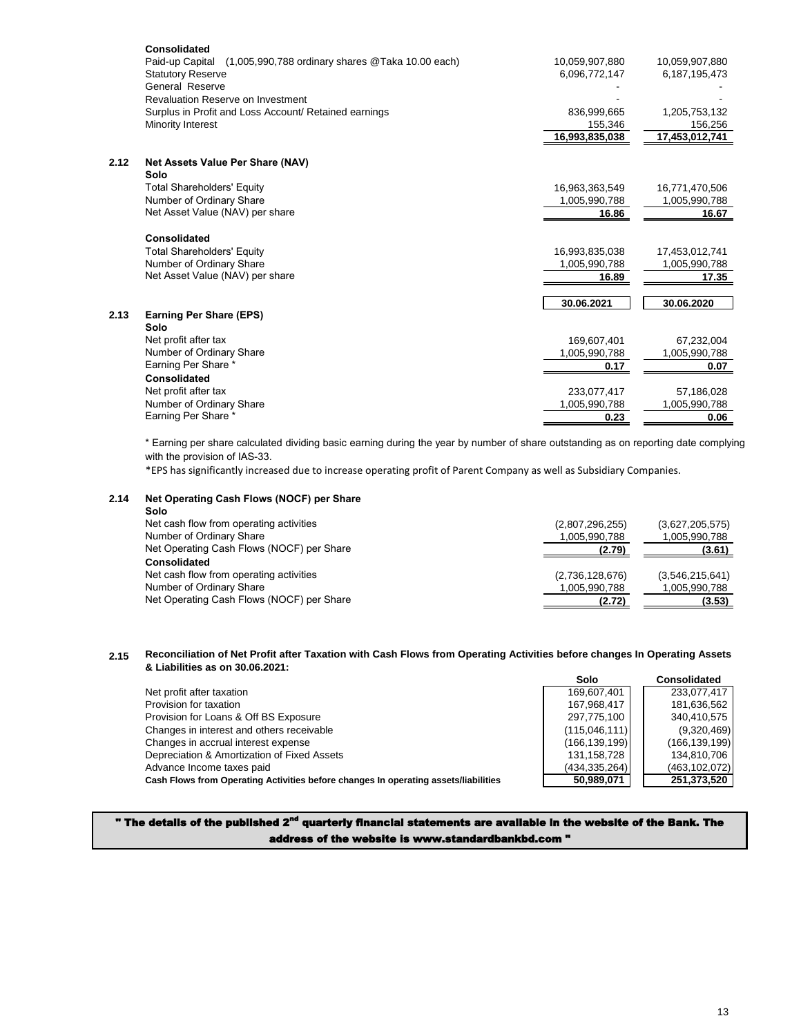**Consolidated**

| | | |
|---|---|---|
| Paid-up Capital (1,005,990,788 ordinary shares @Taka 10.00 each) | 10,059,907,880 | 10,059,907,880 |
| Statutory Reserve | 6,096,772,147 | 6,187,195,473 |
| General Reserve | - | - |
| Revaluation Reserve on Investment | - | - |
| Surplus in Profit and Loss Account/ Retained earnings | 836,999,665 | 1,205,753,132 |
| Minority Interest | 155,346 | 156,256 |
| | **16,993,835,038** | **17,453,012,741** |

**2.12 Net Assets Value Per Share (NAV)**

| | | |
|---|---|---|
| **Solo** | | |
| Total Shareholders' Equity | 16,963,363,549 | 16,771,470,506 |
| Number of Ordinary Share | 1,005,990,788 | 1,005,990,788 |
| Net Asset Value (NAV) per share | **16.86** | **16.67** |
| **Consolidated** | | |
| Total Shareholders' Equity | 16,993,835,038 | 17,453,012,741 |
| Number of Ordinary Share | 1,005,990,788 | 1,005,990,788 |
| Net Asset Value (NAV) per share | **16.89** | **17.35** |

**2.13 Earning Per Share (EPS)**

| | 30.06.2021 | 30.06.2020 |
|---|---|---|
| **Solo** | | |
| Net profit after tax | 169,607,401 | 67,232,004 |
| Number of Ordinary Share | 1,005,990,788 | 1,005,990,788 |
| Earning Per Share * | **0.17** | **0.07** |
| **Consolidated** | | |
| Net profit after tax | 233,077,417 | 57,186,028 |
| Number of Ordinary Share | 1,005,990,788 | 1,005,990,788 |
| Earning Per Share * | **0.23** | **0.06** |

* Earning per share calculated dividing basic earning during the year by number of share outstanding as on reporting date complying with the provision of IAS-33.

*EPS has significantly increased due to increase operating profit of Parent Company as well as Subsidiary Companies.

**2.14 Net Operating Cash Flows (NOCF) per Share**

| | | |
|---|---|---|
| **Solo** | | |
| Net cash flow from operating activities | (2,807,296,255) | (3,627,205,575) |
| Number of Ordinary Share | 1,005,990,788 | 1,005,990,788 |
| Net Operating Cash Flows (NOCF) per Share | **(2.79)** | **(3.61)** |
| **Consolidated** | | |
| Net cash flow from operating activities | (2,736,128,676) | (3,546,215,641) |
| Number of Ordinary Share | 1,005,990,788 | 1,005,990,788 |
| Net Operating Cash Flows (NOCF) per Share | **(2.72)** | **(3.53)** |

**2.15 Reconciliation of Net Profit after Taxation with Cash Flows from Operating Activities before changes In Operating Assets & Liabilities as on 30.06.2021:**

| | Solo | Consolidated |
|---|---|---|
| Net profit after taxation | 169,607,401 | 233,077,417 |
| Provision for taxation | 167,968,417 | 181,636,562 |
| Provision for Loans & Off BS Exposure | 297,775,100 | 340,410,575 |
| Changes in interest and others receivable | (115,046,111) | (9,320,469) |
| Changes in accrual interest expense | (166,139,199) | (166,139,199) |
| Depreciation & Amortization of Fixed Assets | 131,158,728 | 134,810,706 |
| Advance Income taxes paid | (434,335,264) | (463,102,072) |
| **Cash Flows from Operating Activities before changes In operating assets/liabilities** | **50,989,071** | **251,373,520** |

**" The details of the published 2nd quarterly financial statements are available in the website of the Bank. The address of the website is www.standardbankbd.com "**